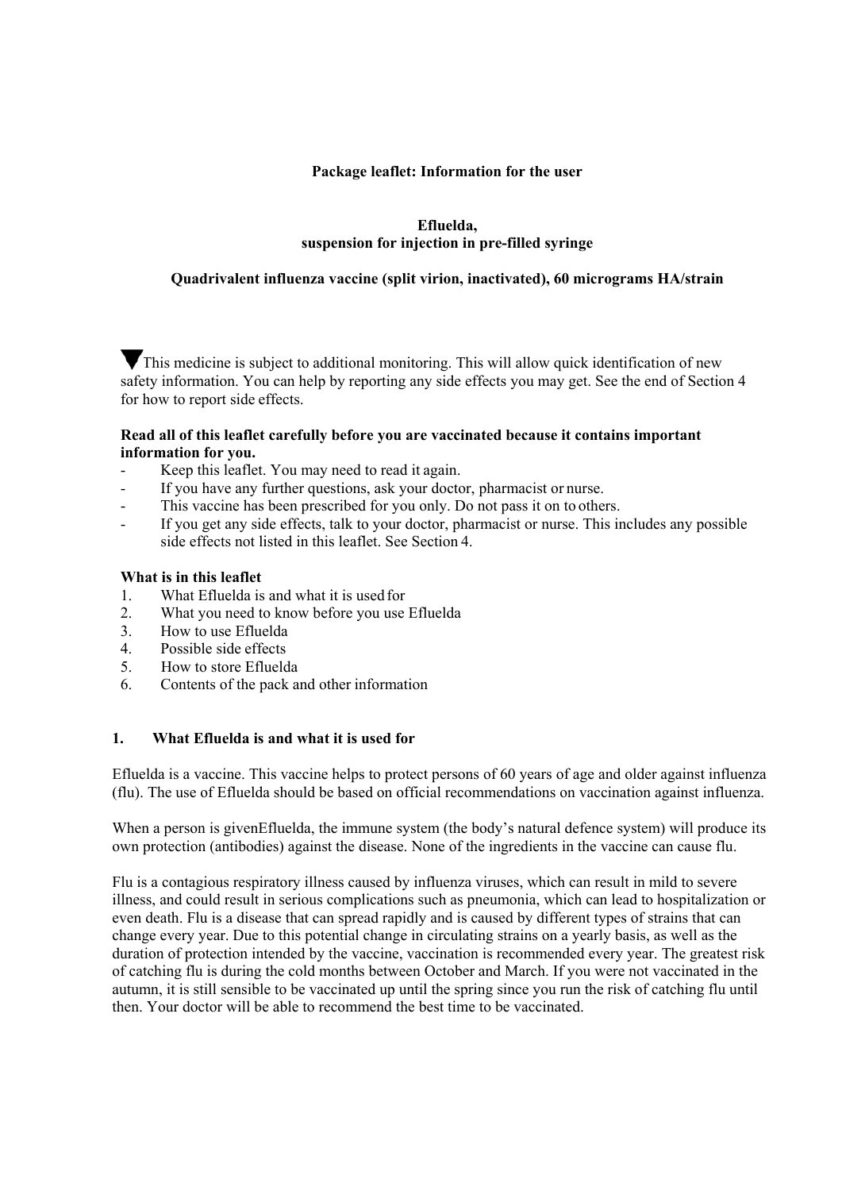**Package leaflet: Information for the user**

**Efluelda,**
**suspension for injection in pre-filled syringe**

**Quadrivalent influenza vaccine (split virion, inactivated), 60 micrograms HA/strain**

▼This medicine is subject to additional monitoring. This will allow quick identification of new safety information. You can help by reporting any side effects you may get. See the end of Section 4 for how to report side effects.

**Read all of this leaflet carefully before you are vaccinated because it contains important information for you.**

- Keep this leaflet. You may need to read it again.
- If you have any further questions, ask your doctor, pharmacist or nurse.
- This vaccine has been prescribed for you only. Do not pass it on to others.
- If you get any side effects, talk to your doctor, pharmacist or nurse. This includes any possible side effects not listed in this leaflet. See Section 4.

**What is in this leaflet**

1. What Efluelda is and what it is used for
2. What you need to know before you use Efluelda
3. How to use Efluelda
4. Possible side effects
5. How to store Efluelda
6. Contents of the pack and other information

## 1. What Efluelda is and what it is used for

Efluelda is a vaccine. This vaccine helps to protect persons of 60 years of age and older against influenza (flu). The use of Efluelda should be based on official recommendations on vaccination against influenza.

When a person is givenEfluelda, the immune system (the body's natural defence system) will produce its own protection (antibodies) against the disease. None of the ingredients in the vaccine can cause flu.

Flu is a contagious respiratory illness caused by influenza viruses, which can result in mild to severe illness, and could result in serious complications such as pneumonia, which can lead to hospitalization or even death. Flu is a disease that can spread rapidly and is caused by different types of strains that can change every year. Due to this potential change in circulating strains on a yearly basis, as well as the duration of protection intended by the vaccine, vaccination is recommended every year. The greatest risk of catching flu is during the cold months between October and March. If you were not vaccinated in the autumn, it is still sensible to be vaccinated up until the spring since you run the risk of catching flu until then. Your doctor will be able to recommend the best time to be vaccinated.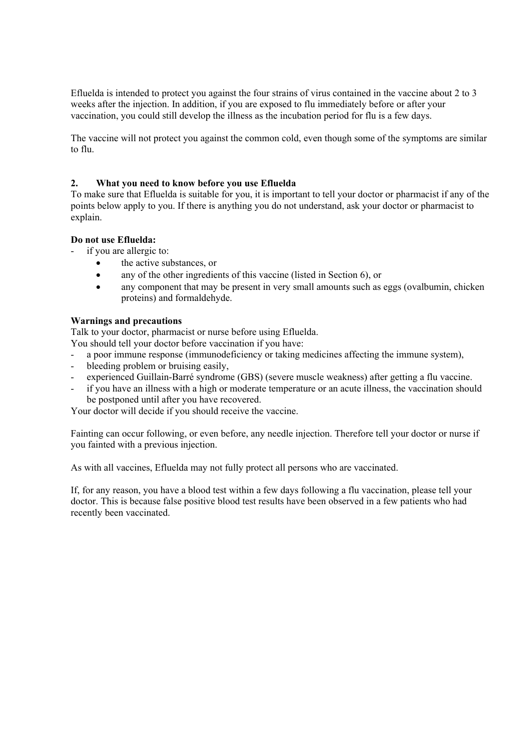Efluelda is intended to protect you against the four strains of virus contained in the vaccine about 2 to 3 weeks after the injection. In addition, if you are exposed to flu immediately before or after your vaccination, you could still develop the illness as the incubation period for flu is a few days.

The vaccine will not protect you against the common cold, even though some of the symptoms are similar to flu.

## 2. What you need to know before you use Efluelda

To make sure that Efluelda is suitable for you, it is important to tell your doctor or pharmacist if any of the points below apply to you. If there is anything you do not understand, ask your doctor or pharmacist to explain.

**Do not use Efluelda:**

- if you are allergic to:
  - the active substances, or
  - any of the other ingredients of this vaccine (listed in Section 6), or
  - any component that may be present in very small amounts such as eggs (ovalbumin, chicken proteins) and formaldehyde.

**Warnings and precautions**

Talk to your doctor, pharmacist or nurse before using Efluelda.
You should tell your doctor before vaccination if you have:

- a poor immune response (immunodeficiency or taking medicines affecting the immune system),
- bleeding problem or bruising easily,
- experienced Guillain-Barré syndrome (GBS) (severe muscle weakness) after getting a flu vaccine.
- if you have an illness with a high or moderate temperature or an acute illness, the vaccination should be postponed until after you have recovered.

Your doctor will decide if you should receive the vaccine.

Fainting can occur following, or even before, any needle injection. Therefore tell your doctor or nurse if you fainted with a previous injection.

As with all vaccines, Efluelda may not fully protect all persons who are vaccinated.

If, for any reason, you have a blood test within a few days following a flu vaccination, please tell your doctor. This is because false positive blood test results have been observed in a few patients who had recently been vaccinated.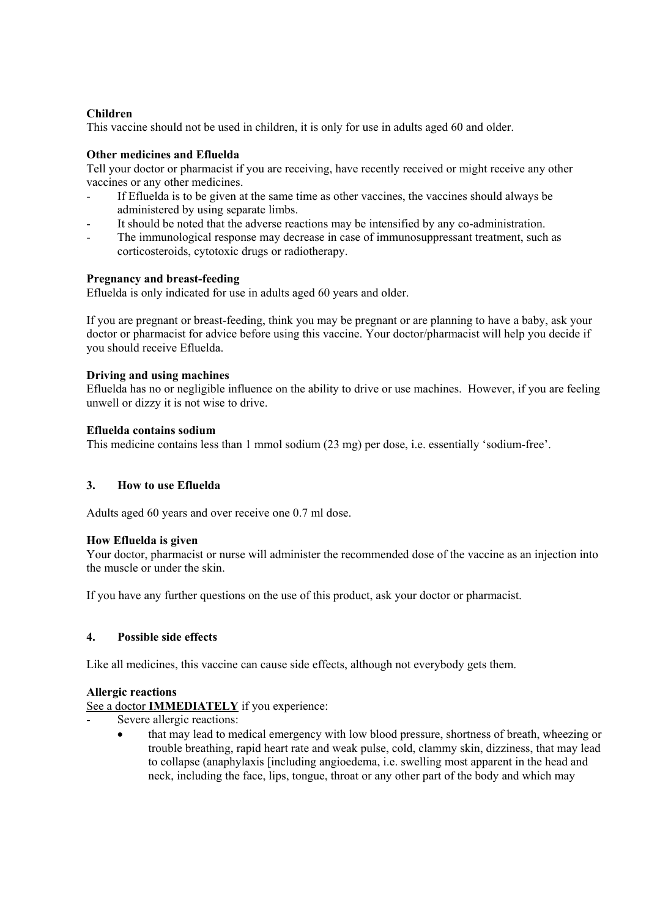**Children**
This vaccine should not be used in children, it is only for use in adults aged 60 and older.

**Other medicines and Efluelda**
Tell your doctor or pharmacist if you are receiving, have recently received or might receive any other vaccines or any other medicines.

- If Efluelda is to be given at the same time as other vaccines, the vaccines should always be administered by using separate limbs.
- It should be noted that the adverse reactions may be intensified by any co-administration.
- The immunological response may decrease in case of immunosuppressant treatment, such as corticosteroids, cytotoxic drugs or radiotherapy.

**Pregnancy and breast-feeding**
Efluelda is only indicated for use in adults aged 60 years and older.

If you are pregnant or breast-feeding, think you may be pregnant or are planning to have a baby, ask your doctor or pharmacist for advice before using this vaccine. Your doctor/pharmacist will help you decide if you should receive Efluelda.

**Driving and using machines**
Efluelda has no or negligible influence on the ability to drive or use machines. However, if you are feeling unwell or dizzy it is not wise to drive.

**Efluelda contains sodium**
This medicine contains less than 1 mmol sodium (23 mg) per dose, i.e. essentially 'sodium-free'.

## 3. How to use Efluelda

Adults aged 60 years and over receive one 0.7 ml dose.

**How Efluelda is given**
Your doctor, pharmacist or nurse will administer the recommended dose of the vaccine as an injection into the muscle or under the skin.

If you have any further questions on the use of this product, ask your doctor or pharmacist.

## 4. Possible side effects

Like all medicines, this vaccine can cause side effects, although not everybody gets them.

**Allergic reactions**
<u>See a doctor **IMMEDIATELY**</u> if you experience:

- Severe allergic reactions:
  - that may lead to medical emergency with low blood pressure, shortness of breath, wheezing or trouble breathing, rapid heart rate and weak pulse, cold, clammy skin, dizziness, that may lead to collapse (anaphylaxis [including angioedema, i.e. swelling most apparent in the head and neck, including the face, lips, tongue, throat or any other part of the body and which may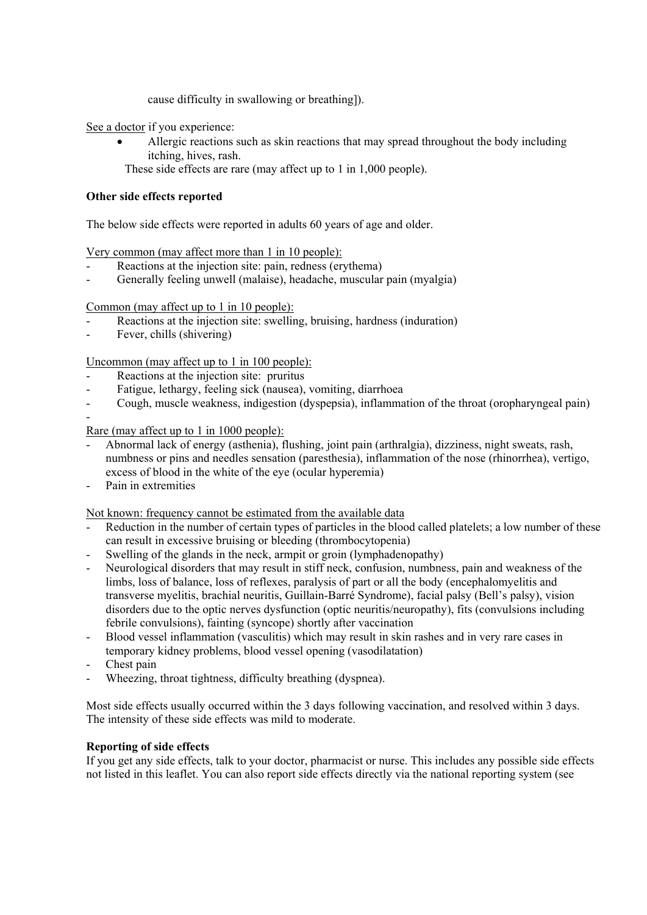cause difficulty in swallowing or breathing]).

See a doctor if you experience:

- Allergic reactions such as skin reactions that may spread throughout the body including itching, hives, rash.

These side effects are rare (may affect up to 1 in 1,000 people).

**Other side effects reported**

The below side effects were reported in adults 60 years of age and older.

Very common (may affect more than 1 in 10 people):

- Reactions at the injection site: pain, redness (erythema)
- Generally feeling unwell (malaise), headache, muscular pain (myalgia)

Common (may affect up to 1 in 10 people):

- Reactions at the injection site: swelling, bruising, hardness (induration)
- Fever, chills (shivering)

Uncommon (may affect up to 1 in 100 people):

- Reactions at the injection site: pruritus
- Fatigue, lethargy, feeling sick (nausea), vomiting, diarrhoea
- Cough, muscle weakness, indigestion (dyspepsia), inflammation of the throat (oropharyngeal pain)
-

Rare (may affect up to 1 in 1000 people):

- Abnormal lack of energy (asthenia), flushing, joint pain (arthralgia), dizziness, night sweats, rash, numbness or pins and needles sensation (paresthesia), inflammation of the nose (rhinorrhea), vertigo, excess of blood in the white of the eye (ocular hyperemia)
- Pain in extremities

Not known: frequency cannot be estimated from the available data

- Reduction in the number of certain types of particles in the blood called platelets; a low number of these can result in excessive bruising or bleeding (thrombocytopenia)
- Swelling of the glands in the neck, armpit or groin (lymphadenopathy)
- Neurological disorders that may result in stiff neck, confusion, numbness, pain and weakness of the limbs, loss of balance, loss of reflexes, paralysis of part or all the body (encephalomyelitis and transverse myelitis, brachial neuritis, Guillain-Barré Syndrome), facial palsy (Bell's palsy), vision disorders due to the optic nerves dysfunction (optic neuritis/neuropathy), fits (convulsions including febrile convulsions), fainting (syncope) shortly after vaccination
- Blood vessel inflammation (vasculitis) which may result in skin rashes and in very rare cases in temporary kidney problems, blood vessel opening (vasodilatation)
- Chest pain
- Wheezing, throat tightness, difficulty breathing (dyspnea).

Most side effects usually occurred within the 3 days following vaccination, and resolved within 3 days. The intensity of these side effects was mild to moderate.

**Reporting of side effects**

If you get any side effects, talk to your doctor, pharmacist or nurse. This includes any possible side effects not listed in this leaflet. You can also report side effects directly via the national reporting system (see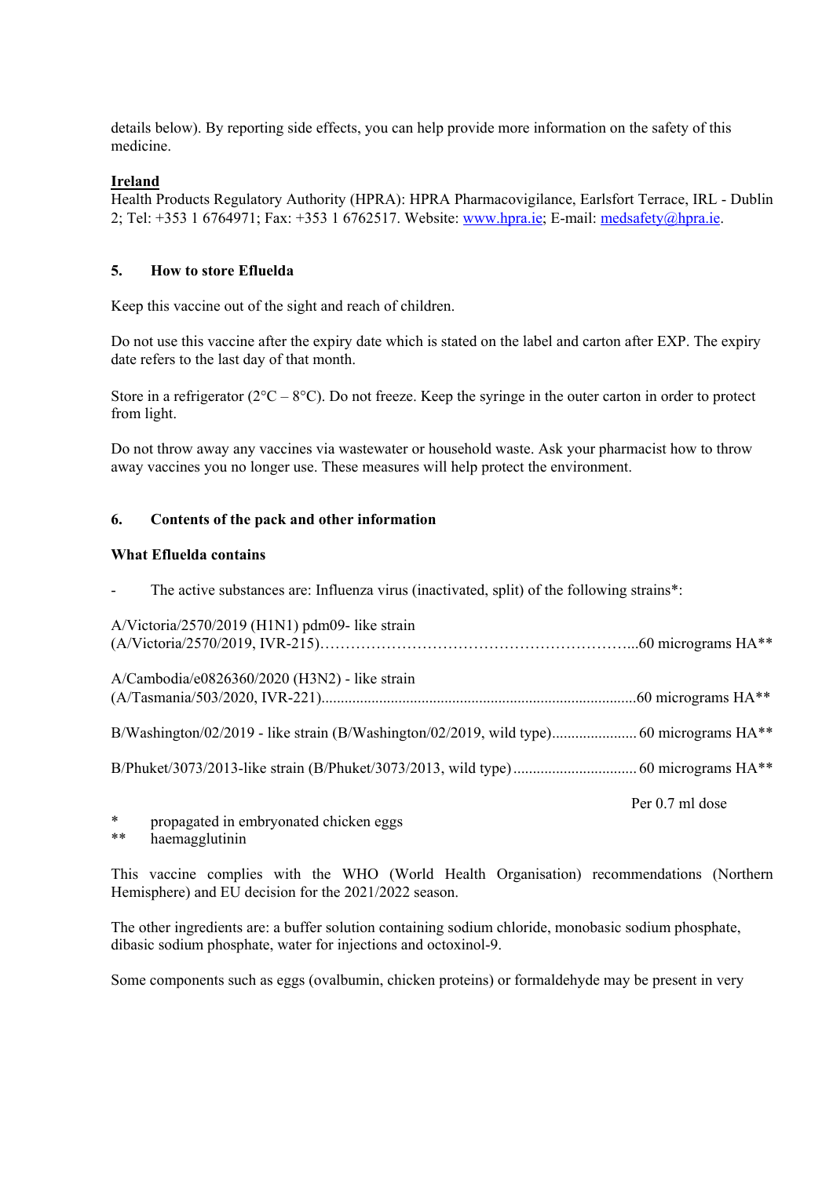details below). By reporting side effects, you can help provide more information on the safety of this medicine.

**Ireland**
Health Products Regulatory Authority (HPRA): HPRA Pharmacovigilance, Earlsfort Terrace, IRL - Dublin 2; Tel: +353 1 6764971; Fax: +353 1 6762517. Website: www.hpra.ie; E-mail: medsafety@hpra.ie.

## 5. How to store Efluelda

Keep this vaccine out of the sight and reach of children.

Do not use this vaccine after the expiry date which is stated on the label and carton after EXP. The expiry date refers to the last day of that month.

Store in a refrigerator (2°C – 8°C). Do not freeze. Keep the syringe in the outer carton in order to protect from light.

Do not throw away any vaccines via wastewater or household waste. Ask your pharmacist how to throw away vaccines you no longer use. These measures will help protect the environment.

## 6. Contents of the pack and other information

### What Efluelda contains

- The active substances are: Influenza virus (inactivated, split) of the following strains*:

A/Victoria/2570/2019 (H1N1) pdm09- like strain
(A/Victoria/2570/2019, IVR-215)……………………………………………………...60 micrograms HA**

A/Cambodia/e0826360/2020 (H3N2) - like strain
(A/Tasmania/503/2020, IVR-221)..................................................................................60 micrograms HA**

B/Washington/02/2019 - like strain (B/Washington/02/2019, wild type)...................... 60 micrograms HA**

B/Phuket/3073/2013-like strain (B/Phuket/3073/2013, wild type) ................................ 60 micrograms HA**

Per 0.7 ml dose

\* propagated in embryonated chicken eggs
\*\* haemagglutinin

This vaccine complies with the WHO (World Health Organisation) recommendations (Northern Hemisphere) and EU decision for the 2021/2022 season.

The other ingredients are: a buffer solution containing sodium chloride, monobasic sodium phosphate, dibasic sodium phosphate, water for injections and octoxinol-9.

Some components such as eggs (ovalbumin, chicken proteins) or formaldehyde may be present in very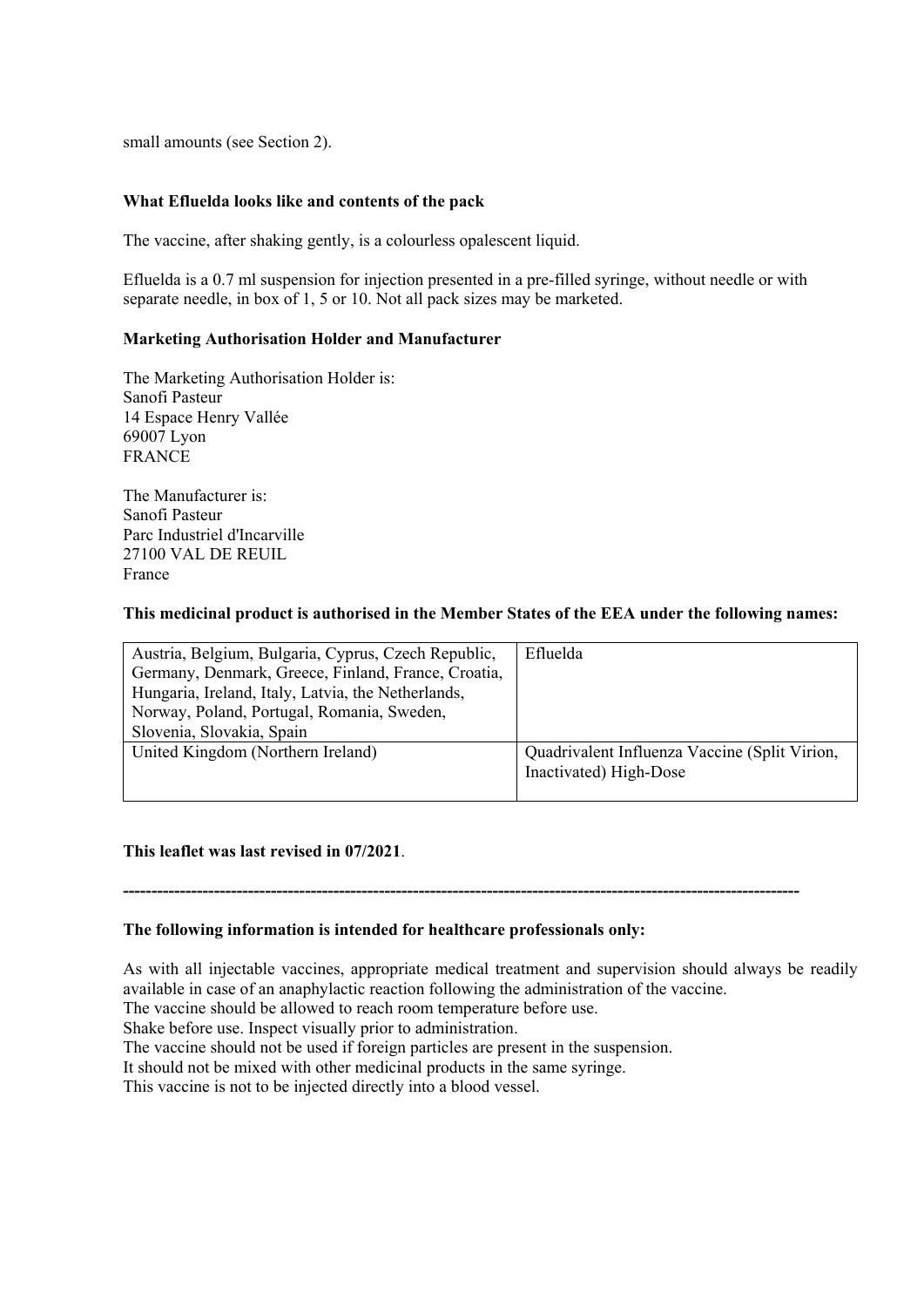small amounts (see Section 2).

**What Efluelda looks like and contents of the pack**

The vaccine, after shaking gently, is a colourless opalescent liquid.

Efluelda is a 0.7 ml suspension for injection presented in a pre-filled syringe, without needle or with separate needle, in box of 1, 5 or 10. Not all pack sizes may be marketed.

**Marketing Authorisation Holder and Manufacturer**

The Marketing Authorisation Holder is:
Sanofi Pasteur
14 Espace Henry Vallée
69007 Lyon
FRANCE

The Manufacturer is:
Sanofi Pasteur
Parc Industriel d'Incarville
27100 VAL DE REUIL
France

**This medicinal product is authorised in the Member States of the EEA under the following names:**

| | |
|---|---|
| Austria, Belgium, Bulgaria, Cyprus, Czech Republic, Germany, Denmark, Greece, Finland, France, Croatia, Hungaria, Ireland, Italy, Latvia, the Netherlands, Norway, Poland, Portugal, Romania, Sweden, Slovenia, Slovakia, Spain | Efluelda |
| United Kingdom (Northern Ireland) | Quadrivalent Influenza Vaccine (Split Virion, Inactivated) High-Dose |

**This leaflet was last revised in 07/2021**.

---

**The following information is intended for healthcare professionals only:**

As with all injectable vaccines, appropriate medical treatment and supervision should always be readily available in case of an anaphylactic reaction following the administration of the vaccine.
The vaccine should be allowed to reach room temperature before use.
Shake before use. Inspect visually prior to administration.
The vaccine should not be used if foreign particles are present in the suspension.
It should not be mixed with other medicinal products in the same syringe.
This vaccine is not to be injected directly into a blood vessel.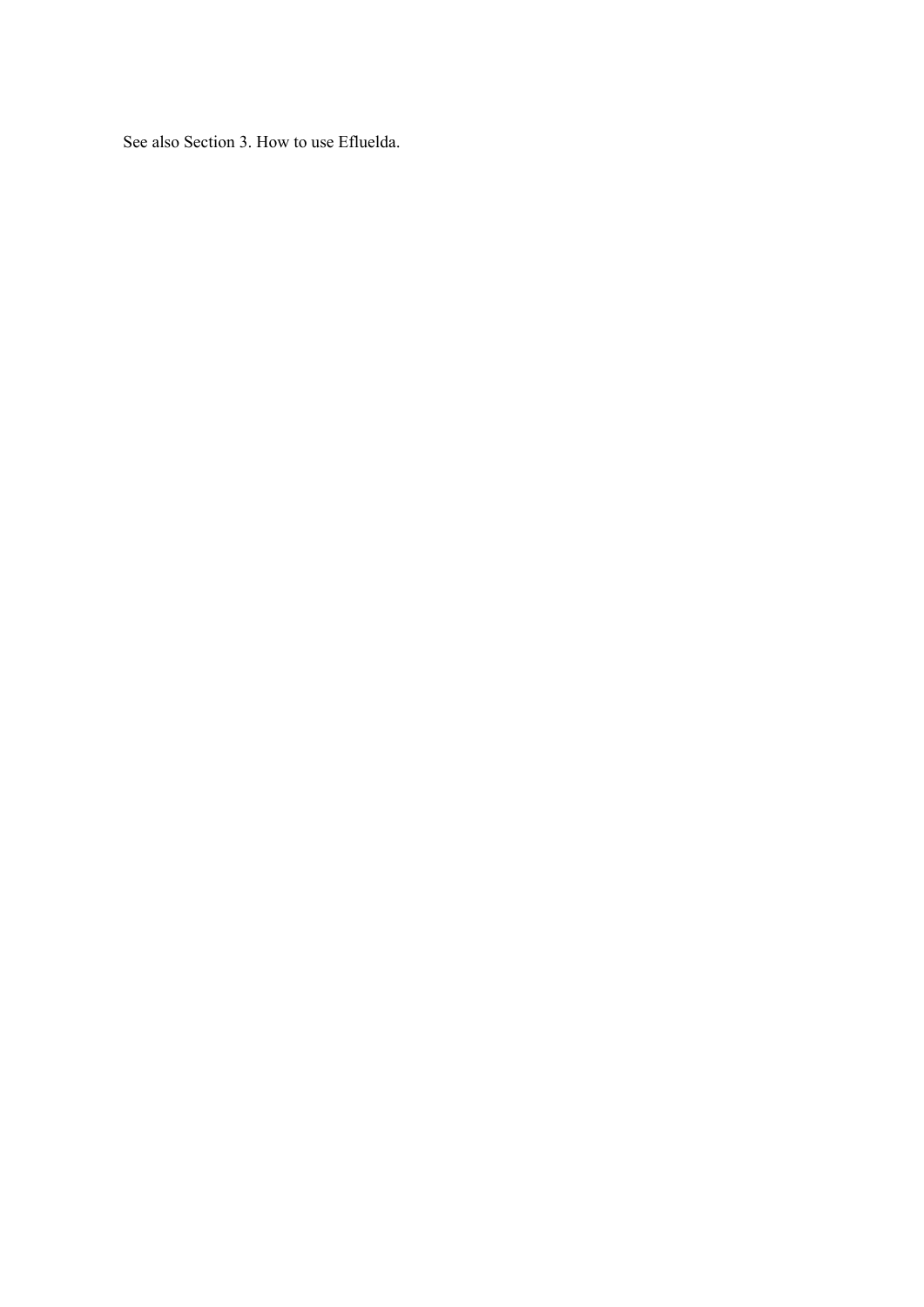See also Section 3. How to use Efluelda.